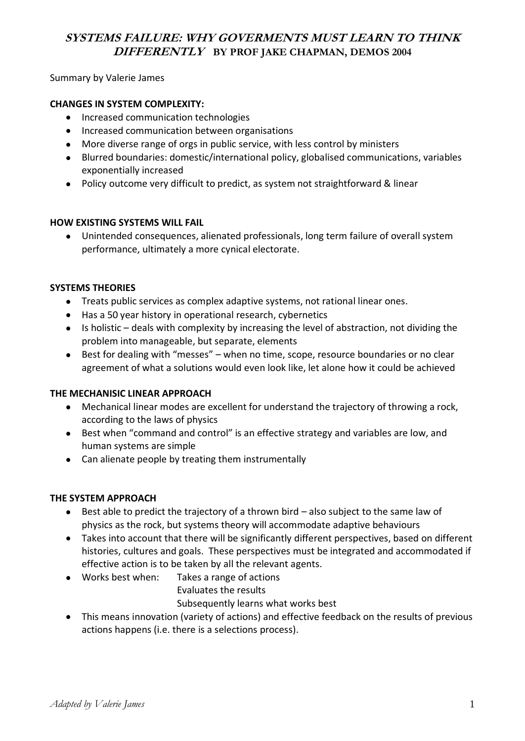# SYSTEMS FAILURE: WHY GOVERMENTS MUST LEARN TO THINK DIFFERENTLY BY PROF JAKE CHAPMAN, DEMOS 2004

Summary by Valerie James

**CHANGES IN SYSTEM COMPLEXITY:**

- Increased communication technologies
- Increased communication between organisations
- More diverse range of orgs in public service, with less control by ministers
- Blurred boundaries: domestic/international policy, globalised communications, variables exponentially increased
- Policy outcome very difficult to predict, as system not straightforward & linear

**HOW EXISTING SYSTEMS WILL FAIL**

- Unintended consequences, alienated professionals, long term failure of overall system performance, ultimately a more cynical electorate.

**SYSTEMS THEORIES**

- Treats public services as complex adaptive systems, not rational linear ones.
- Has a 50 year history in operational research, cybernetics
- Is holistic – deals with complexity by increasing the level of abstraction, not dividing the problem into manageable, but separate, elements
- Best for dealing with "messes" – when no time, scope, resource boundaries or no clear agreement of what a solutions would even look like, let alone how it could be achieved

**THE MECHANISIC LINEAR APPROACH**

- Mechanical linear modes are excellent for understand the trajectory of throwing a rock, according to the laws of physics
- Best when "command and control" is an effective strategy and variables are low, and human systems are simple
- Can alienate people by treating them instrumentally

**THE SYSTEM APPROACH**

- Best able to predict the trajectory of a thrown bird – also subject to the same law of physics as the rock, but systems theory will accommodate adaptive behaviours
- Takes into account that there will be significantly different perspectives, based on different histories, cultures and goals. These perspectives must be integrated and accommodated if effective action is to be taken by all the relevant agents.
- Works best when: Takes a range of actions
  Evaluates the results
  Subsequently learns what works best
- This means innovation (variety of actions) and effective feedback on the results of previous actions happens (i.e. there is a selections process).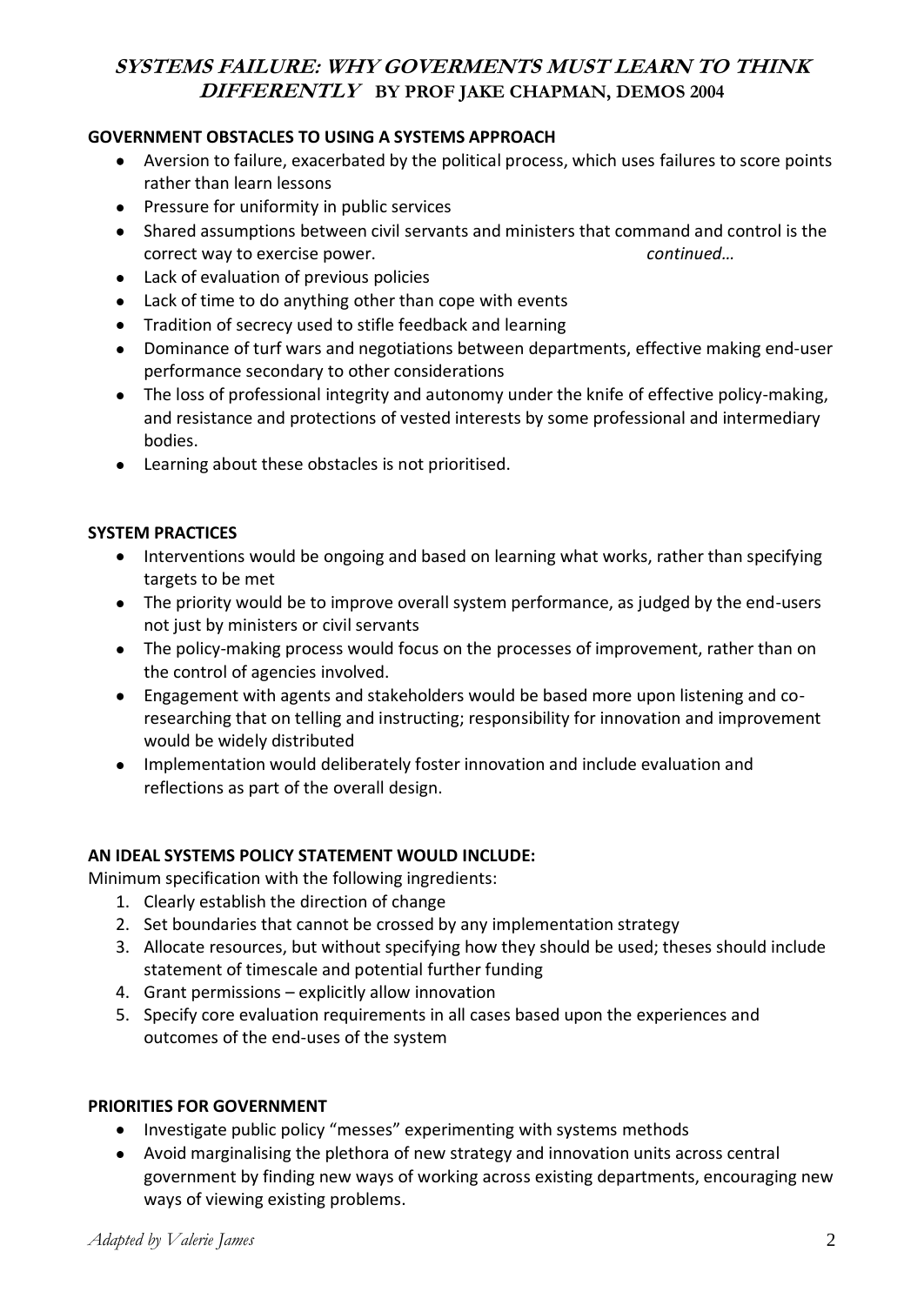## SYSTEMS FAILURE: WHY GOVERMENTS MUST LEARN TO THINK DIFFERENTLY BY PROF JAKE CHAPMAN, DEMOS 2004

**GOVERNMENT OBSTACLES TO USING A SYSTEMS APPROACH**

- Aversion to failure, exacerbated by the political process, which uses failures to score points rather than learn lessons
- Pressure for uniformity in public services
- Shared assumptions between civil servants and ministers that command and control is the correct way to exercise power. *continued…*
- Lack of evaluation of previous policies
- Lack of time to do anything other than cope with events
- Tradition of secrecy used to stifle feedback and learning
- Dominance of turf wars and negotiations between departments, effective making end-user performance secondary to other considerations
- The loss of professional integrity and autonomy under the knife of effective policy-making, and resistance and protections of vested interests by some professional and intermediary bodies.
- Learning about these obstacles is not prioritised.

**SYSTEM PRACTICES**

- Interventions would be ongoing and based on learning what works, rather than specifying targets to be met
- The priority would be to improve overall system performance, as judged by the end-users not just by ministers or civil servants
- The policy-making process would focus on the processes of improvement, rather than on the control of agencies involved.
- Engagement with agents and stakeholders would be based more upon listening and co-researching that on telling and instructing; responsibility for innovation and improvement would be widely distributed
- Implementation would deliberately foster innovation and include evaluation and reflections as part of the overall design.

**AN IDEAL SYSTEMS POLICY STATEMENT WOULD INCLUDE:**

Minimum specification with the following ingredients:

1. Clearly establish the direction of change
2. Set boundaries that cannot be crossed by any implementation strategy
3. Allocate resources, but without specifying how they should be used; theses should include statement of timescale and potential further funding
4. Grant permissions – explicitly allow innovation
5. Specify core evaluation requirements in all cases based upon the experiences and outcomes of the end-uses of the system

**PRIORITIES FOR GOVERNMENT**

- Investigate public policy "messes" experimenting with systems methods
- Avoid marginalising the plethora of new strategy and innovation units across central government by finding new ways of working across existing departments, encouraging new ways of viewing existing problems.

*Adapted by Valerie James*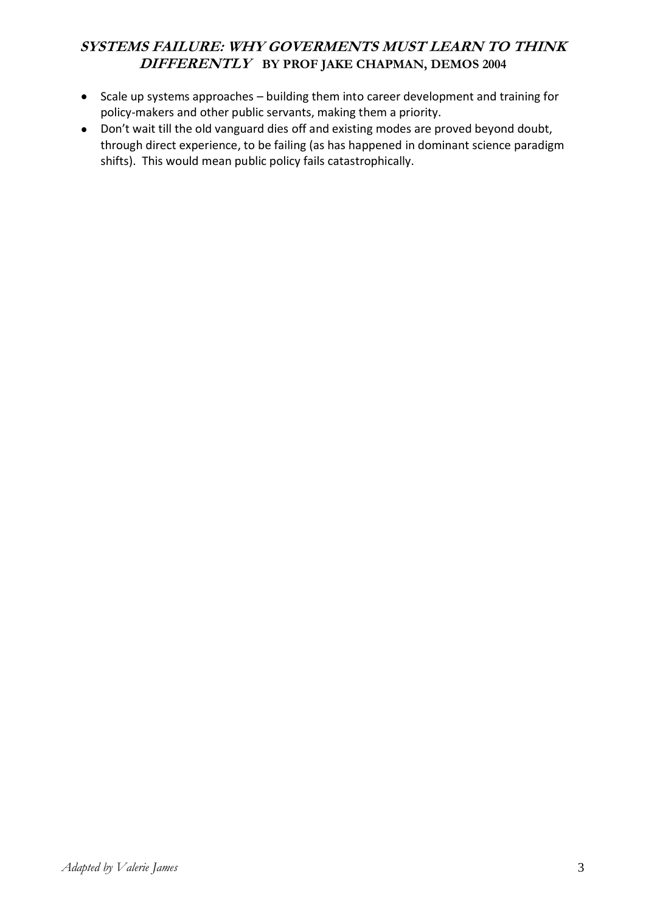- Scale up systems approaches – building them into career development and training for policy-makers and other public servants, making them a priority.
- Don't wait till the old vanguard dies off and existing modes are proved beyond doubt, through direct experience, to be failing (as has happened in dominant science paradigm shifts). This would mean public policy fails catastrophically.